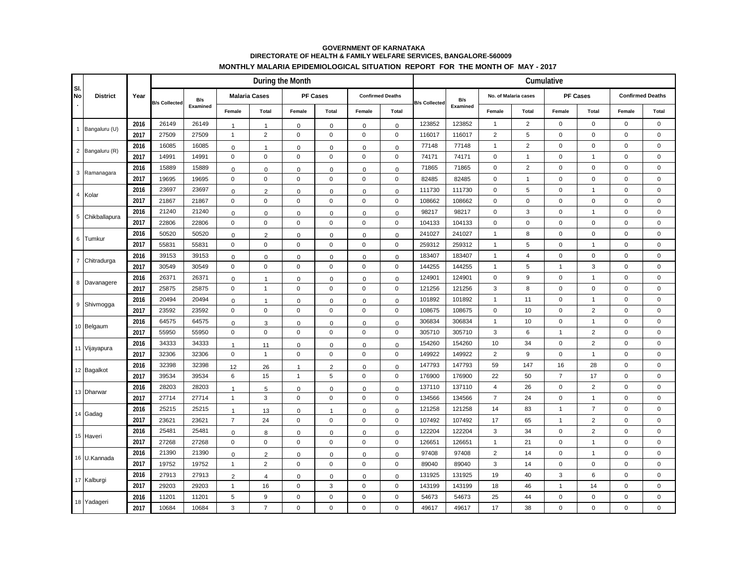**GOVERNMENT OF KARNATAKA**
**DIRECTORATE OF HEALTH & FAMILY WELFARE SERVICES, BANGALORE-560009**
**MONTHLY MALARIA EPIDEMIOLOGICAL SITUATION REPORT FOR THE MONTH OF MAY - 2017**

| Sl. No. | District | Year | During the Month | | | | | | | | Cumulative | | | | | | | | | |
|---|---|---|---|---|---|---|---|---|---|---|---|---|---|---|---|---|---|---|---|---|
| | | | B/s Collected | B/s Examined | Malaria Cases | | PF Cases | | Confirmed Deaths | | B/s Collected | B/s Examined | No. of Malaria cases | | PF Cases | | Confirmed Deaths | | | |
| | | | | | Female | Total | Female | Total | Female | Total | | | Female | Total | Female | Total | Female | Total | | |
| 1 | Bangaluru (U) | 2016 | 26149 | 26149 | 1 | 1 | 0 | 0 | 0 | 0 | 123852 | 123852 | 1 | 2 | 0 | 0 | 0 | 0 | | |
| | | 2017 | 27509 | 27509 | 1 | 2 | 0 | 0 | 0 | 0 | 116017 | 116017 | 2 | 5 | 0 | 0 | 0 | 0 | | |
| 2 | Bangaluru (R) | 2016 | 16085 | 16085 | 0 | 1 | 0 | 0 | 0 | 0 | 77148 | 77148 | 1 | 2 | 0 | 0 | 0 | 0 | | |
| | | 2017 | 14991 | 14991 | 0 | 0 | 0 | 0 | 0 | 0 | 74171 | 74171 | 0 | 1 | 0 | 1 | 0 | 0 | | |
| 3 | Ramanagara | 2016 | 15889 | 15889 | 0 | 0 | 0 | 0 | 0 | 0 | 71865 | 71865 | 0 | 2 | 0 | 0 | 0 | 0 | | |
| | | 2017 | 19695 | 19695 | 0 | 0 | 0 | 0 | 0 | 0 | 82485 | 82485 | 0 | 1 | 0 | 0 | 0 | 0 | | |
| 4 | Kolar | 2016 | 23697 | 23697 | 0 | 2 | 0 | 0 | 0 | 0 | 111730 | 111730 | 0 | 5 | 0 | 1 | 0 | 0 | | |
| | | 2017 | 21867 | 21867 | 0 | 0 | 0 | 0 | 0 | 0 | 108662 | 108662 | 0 | 0 | 0 | 0 | 0 | 0 | | |
| 5 | Chikballapura | 2016 | 21240 | 21240 | 0 | 0 | 0 | 0 | 0 | 0 | 98217 | 98217 | 0 | 3 | 0 | 1 | 0 | 0 | | |
| | | 2017 | 22806 | 22806 | 0 | 0 | 0 | 0 | 0 | 0 | 104133 | 104133 | 0 | 0 | 0 | 0 | 0 | 0 | | |
| 6 | Tumkur | 2016 | 50520 | 50520 | 0 | 2 | 0 | 0 | 0 | 0 | 241027 | 241027 | 1 | 8 | 0 | 0 | 0 | 0 | | |
| | | 2017 | 55831 | 55831 | 0 | 0 | 0 | 0 | 0 | 0 | 259312 | 259312 | 1 | 5 | 0 | 1 | 0 | 0 | | |
| 7 | Chitradurga | 2016 | 39153 | 39153 | 0 | 0 | 0 | 0 | 0 | 0 | 183407 | 183407 | 1 | 4 | 0 | 0 | 0 | 0 | | |
| | | 2017 | 30549 | 30549 | 0 | 0 | 0 | 0 | 0 | 0 | 144255 | 144255 | 1 | 5 | 1 | 3 | 0 | 0 | | |
| 8 | Davanagere | 2016 | 26371 | 26371 | 0 | 1 | 0 | 0 | 0 | 0 | 124901 | 124901 | 0 | 9 | 0 | 1 | 0 | 0 | | |
| | | 2017 | 25875 | 25875 | 0 | 1 | 0 | 0 | 0 | 0 | 121256 | 121256 | 3 | 8 | 0 | 0 | 0 | 0 | | |
| 9 | Shivmogga | 2016 | 20494 | 20494 | 0 | 1 | 0 | 0 | 0 | 0 | 101892 | 101892 | 1 | 11 | 0 | 1 | 0 | 0 | | |
| | | 2017 | 23592 | 23592 | 0 | 0 | 0 | 0 | 0 | 0 | 108675 | 108675 | 0 | 10 | 0 | 2 | 0 | 0 | | |
| 10 | Belgaum | 2016 | 64575 | 64575 | 0 | 3 | 0 | 0 | 0 | 0 | 306834 | 306834 | 1 | 10 | 0 | 1 | 0 | 0 | | |
| | | 2017 | 55950 | 55950 | 0 | 0 | 0 | 0 | 0 | 0 | 305710 | 305710 | 3 | 6 | 1 | 2 | 0 | 0 | | |
| 11 | Vijayapura | 2016 | 34333 | 34333 | 1 | 11 | 0 | 0 | 0 | 0 | 154260 | 154260 | 10 | 34 | 0 | 2 | 0 | 0 | | |
| | | 2017 | 32306 | 32306 | 0 | 1 | 0 | 0 | 0 | 0 | 149922 | 149922 | 2 | 9 | 0 | 1 | 0 | 0 | | |
| 12 | Bagalkot | 2016 | 32398 | 32398 | 12 | 26 | 1 | 2 | 0 | 0 | 147793 | 147793 | 59 | 147 | 16 | 28 | 0 | 0 | | |
| | | 2017 | 39534 | 39534 | 6 | 15 | 1 | 5 | 0 | 0 | 176900 | 176900 | 22 | 50 | 7 | 17 | 0 | 0 | | |
| 13 | Dharwar | 2016 | 28203 | 28203 | 1 | 5 | 0 | 0 | 0 | 0 | 137110 | 137110 | 4 | 26 | 0 | 2 | 0 | 0 | | |
| | | 2017 | 27714 | 27714 | 1 | 3 | 0 | 0 | 0 | 0 | 134566 | 134566 | 7 | 24 | 0 | 1 | 0 | 0 | | |
| 14 | Gadag | 2016 | 25215 | 25215 | 1 | 13 | 0 | 1 | 0 | 0 | 121258 | 121258 | 14 | 83 | 1 | 7 | 0 | 0 | | |
| | | 2017 | 23621 | 23621 | 7 | 24 | 0 | 0 | 0 | 0 | 107492 | 107492 | 17 | 65 | 1 | 2 | 0 | 0 | | |
| 15 | Haveri | 2016 | 25481 | 25481 | 0 | 8 | 0 | 0 | 0 | 0 | 122204 | 122204 | 3 | 34 | 0 | 2 | 0 | 0 | | |
| | | 2017 | 27268 | 27268 | 0 | 0 | 0 | 0 | 0 | 0 | 126651 | 126651 | 1 | 21 | 0 | 1 | 0 | 0 | | |
| 16 | U.Kannada | 2016 | 21390 | 21390 | 0 | 2 | 0 | 0 | 0 | 0 | 97408 | 97408 | 2 | 14 | 0 | 1 | 0 | 0 | | |
| | | 2017 | 19752 | 19752 | 1 | 2 | 0 | 0 | 0 | 0 | 89040 | 89040 | 3 | 14 | 0 | 0 | 0 | 0 | | |
| 17 | Kalburgi | 2016 | 27913 | 27913 | 2 | 4 | 0 | 0 | 0 | 0 | 131925 | 131925 | 19 | 40 | 3 | 6 | 0 | 0 | | |
| | | 2017 | 29203 | 29203 | 1 | 16 | 0 | 3 | 0 | 0 | 143199 | 143199 | 18 | 46 | 1 | 14 | 0 | 0 | | |
| 18 | Yadageri | 2016 | 11201 | 11201 | 5 | 9 | 0 | 0 | 0 | 0 | 54673 | 54673 | 25 | 44 | 0 | 0 | 0 | 0 | | |
| | | 2017 | 10684 | 10684 | 3 | 7 | 0 | 0 | 0 | 0 | 49617 | 49617 | 17 | 38 | 0 | 0 | 0 | 0 | | |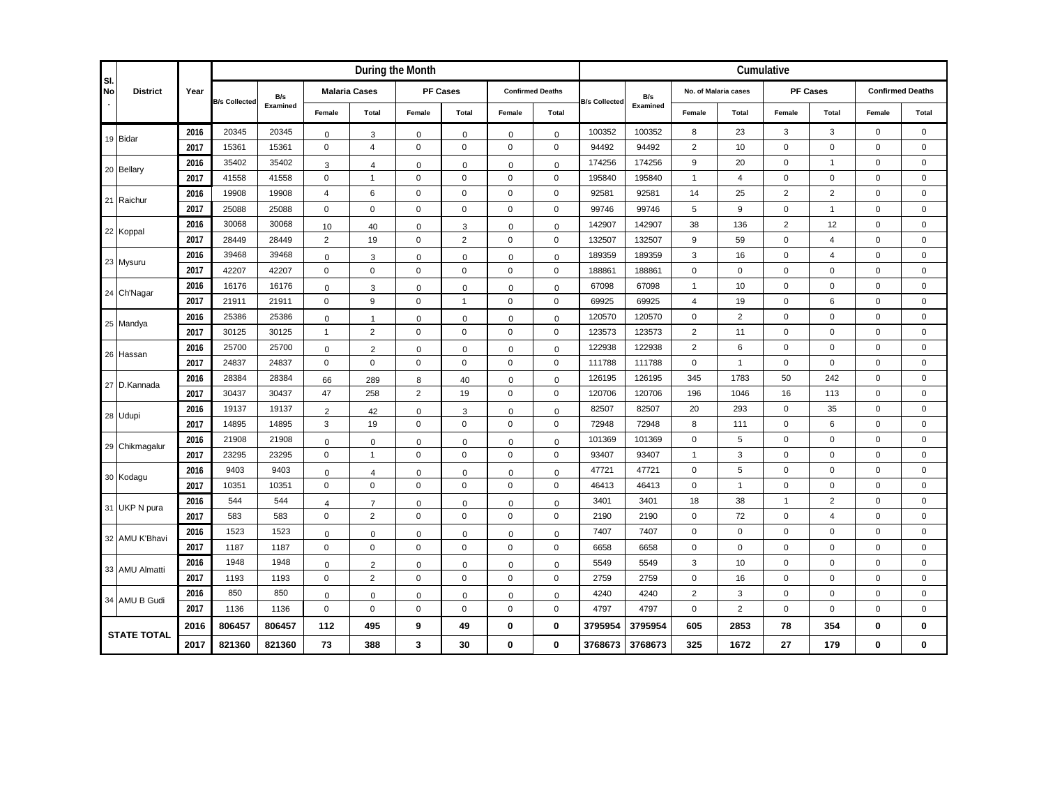| Sl. No. | District | Year | During the Month | | | | | | | | Cumulative | | | | | | | |
|---|---|---|---|---|---|---|---|---|---|---|---|---|---|---|---|---|---|---|
| | | | B/s Collected | B/s Examined | Malaria Cases | | PF Cases | | Confirmed Deaths | | B/s Collected | B/s Examined | No. of Malaria cases | | PF Cases | | Confirmed Deaths | |
| | | | | | Female | Total | Female | Total | Female | Total | | | Female | Total | Female | Total | Female | Total |
| 19 | Bidar | 2016 | 20345 | 20345 | 0 | 3 | 0 | 0 | 0 | 0 | 100352 | 100352 | 8 | 23 | 3 | 3 | 0 | 0 |
| | | 2017 | 15361 | 15361 | 0 | 4 | 0 | 0 | 0 | 0 | 94492 | 94492 | 2 | 10 | 0 | 0 | 0 | 0 |
| 20 | Bellary | 2016 | 35402 | 35402 | 3 | 4 | 0 | 0 | 0 | 0 | 174256 | 174256 | 9 | 20 | 0 | 1 | 0 | 0 |
| | | 2017 | 41558 | 41558 | 0 | 1 | 0 | 0 | 0 | 0 | 195840 | 195840 | 1 | 4 | 0 | 0 | 0 | 0 |
| 21 | Raichur | 2016 | 19908 | 19908 | 4 | 6 | 0 | 0 | 0 | 0 | 92581 | 92581 | 14 | 25 | 2 | 2 | 0 | 0 |
| | | 2017 | 25088 | 25088 | 0 | 0 | 0 | 0 | 0 | 0 | 99746 | 99746 | 5 | 9 | 0 | 1 | 0 | 0 |
| 22 | Koppal | 2016 | 30068 | 30068 | 10 | 40 | 0 | 3 | 0 | 0 | 142907 | 142907 | 38 | 136 | 2 | 12 | 0 | 0 |
| | | 2017 | 28449 | 28449 | 2 | 19 | 0 | 2 | 0 | 0 | 132507 | 132507 | 9 | 59 | 0 | 4 | 0 | 0 |
| 23 | Mysuru | 2016 | 39468 | 39468 | 0 | 3 | 0 | 0 | 0 | 0 | 189359 | 189359 | 3 | 16 | 0 | 4 | 0 | 0 |
| | | 2017 | 42207 | 42207 | 0 | 0 | 0 | 0 | 0 | 0 | 188861 | 188861 | 0 | 0 | 0 | 0 | 0 | 0 |
| 24 | Ch'Nagar | 2016 | 16176 | 16176 | 0 | 3 | 0 | 0 | 0 | 0 | 67098 | 67098 | 1 | 10 | 0 | 0 | 0 | 0 |
| | | 2017 | 21911 | 21911 | 0 | 9 | 0 | 1 | 0 | 0 | 69925 | 69925 | 4 | 19 | 0 | 6 | 0 | 0 |
| 25 | Mandya | 2016 | 25386 | 25386 | 0 | 1 | 0 | 0 | 0 | 0 | 120570 | 120570 | 0 | 2 | 0 | 0 | 0 | 0 |
| | | 2017 | 30125 | 30125 | 1 | 2 | 0 | 0 | 0 | 0 | 123573 | 123573 | 2 | 11 | 0 | 0 | 0 | 0 |
| 26 | Hassan | 2016 | 25700 | 25700 | 0 | 2 | 0 | 0 | 0 | 0 | 122938 | 122938 | 2 | 6 | 0 | 0 | 0 | 0 |
| | | 2017 | 24837 | 24837 | 0 | 0 | 0 | 0 | 0 | 0 | 111788 | 111788 | 0 | 1 | 0 | 0 | 0 | 0 |
| 27 | D.Kannada | 2016 | 28384 | 28384 | 66 | 289 | 8 | 40 | 0 | 0 | 126195 | 126195 | 345 | 1783 | 50 | 242 | 0 | 0 |
| | | 2017 | 30437 | 30437 | 47 | 258 | 2 | 19 | 0 | 0 | 120706 | 120706 | 196 | 1046 | 16 | 113 | 0 | 0 |
| 28 | Udupi | 2016 | 19137 | 19137 | 2 | 42 | 0 | 3 | 0 | 0 | 82507 | 82507 | 20 | 293 | 0 | 35 | 0 | 0 |
| | | 2017 | 14895 | 14895 | 3 | 19 | 0 | 0 | 0 | 0 | 72948 | 72948 | 8 | 111 | 0 | 6 | 0 | 0 |
| 29 | Chikmagalur | 2016 | 21908 | 21908 | 0 | 0 | 0 | 0 | 0 | 0 | 101369 | 101369 | 0 | 5 | 0 | 0 | 0 | 0 |
| | | 2017 | 23295 | 23295 | 0 | 1 | 0 | 0 | 0 | 0 | 93407 | 93407 | 1 | 3 | 0 | 0 | 0 | 0 |
| 30 | Kodagu | 2016 | 9403 | 9403 | 0 | 4 | 0 | 0 | 0 | 0 | 47721 | 47721 | 0 | 5 | 0 | 0 | 0 | 0 |
| | | 2017 | 10351 | 10351 | 0 | 0 | 0 | 0 | 0 | 0 | 46413 | 46413 | 0 | 1 | 0 | 0 | 0 | 0 |
| 31 | UKP N pura | 2016 | 544 | 544 | 4 | 7 | 0 | 0 | 0 | 0 | 3401 | 3401 | 18 | 38 | 1 | 2 | 0 | 0 |
| | | 2017 | 583 | 583 | 0 | 2 | 0 | 0 | 0 | 0 | 2190 | 2190 | 0 | 72 | 0 | 4 | 0 | 0 |
| 32 | AMU K'Bhavi | 2016 | 1523 | 1523 | 0 | 0 | 0 | 0 | 0 | 0 | 7407 | 7407 | 0 | 0 | 0 | 0 | 0 | 0 |
| | | 2017 | 1187 | 1187 | 0 | 0 | 0 | 0 | 0 | 0 | 6658 | 6658 | 0 | 0 | 0 | 0 | 0 | 0 |
| 33 | AMU Almatti | 2016 | 1948 | 1948 | 0 | 2 | 0 | 0 | 0 | 0 | 5549 | 5549 | 3 | 10 | 0 | 0 | 0 | 0 |
| | | 2017 | 1193 | 1193 | 0 | 2 | 0 | 0 | 0 | 0 | 2759 | 2759 | 0 | 16 | 0 | 0 | 0 | 0 |
| 34 | AMU B Gudi | 2016 | 850 | 850 | 0 | 0 | 0 | 0 | 0 | 0 | 4240 | 4240 | 2 | 3 | 0 | 0 | 0 | 0 |
| | | 2017 | 1136 | 1136 | 0 | 0 | 0 | 0 | 0 | 0 | 4797 | 4797 | 0 | 2 | 0 | 0 | 0 | 0 |
| **STATE TOTAL** | | **2016** | **806457** | **806457** | **112** | **495** | **9** | **49** | **0** | **0** | **3795954** | **3795954** | **605** | **2853** | **78** | **354** | **0** | **0** |
| | | **2017** | **821360** | **821360** | **73** | **388** | **3** | **30** | **0** | **0** | **3768673** | **3768673** | **325** | **1672** | **27** | **179** | **0** | **0** |